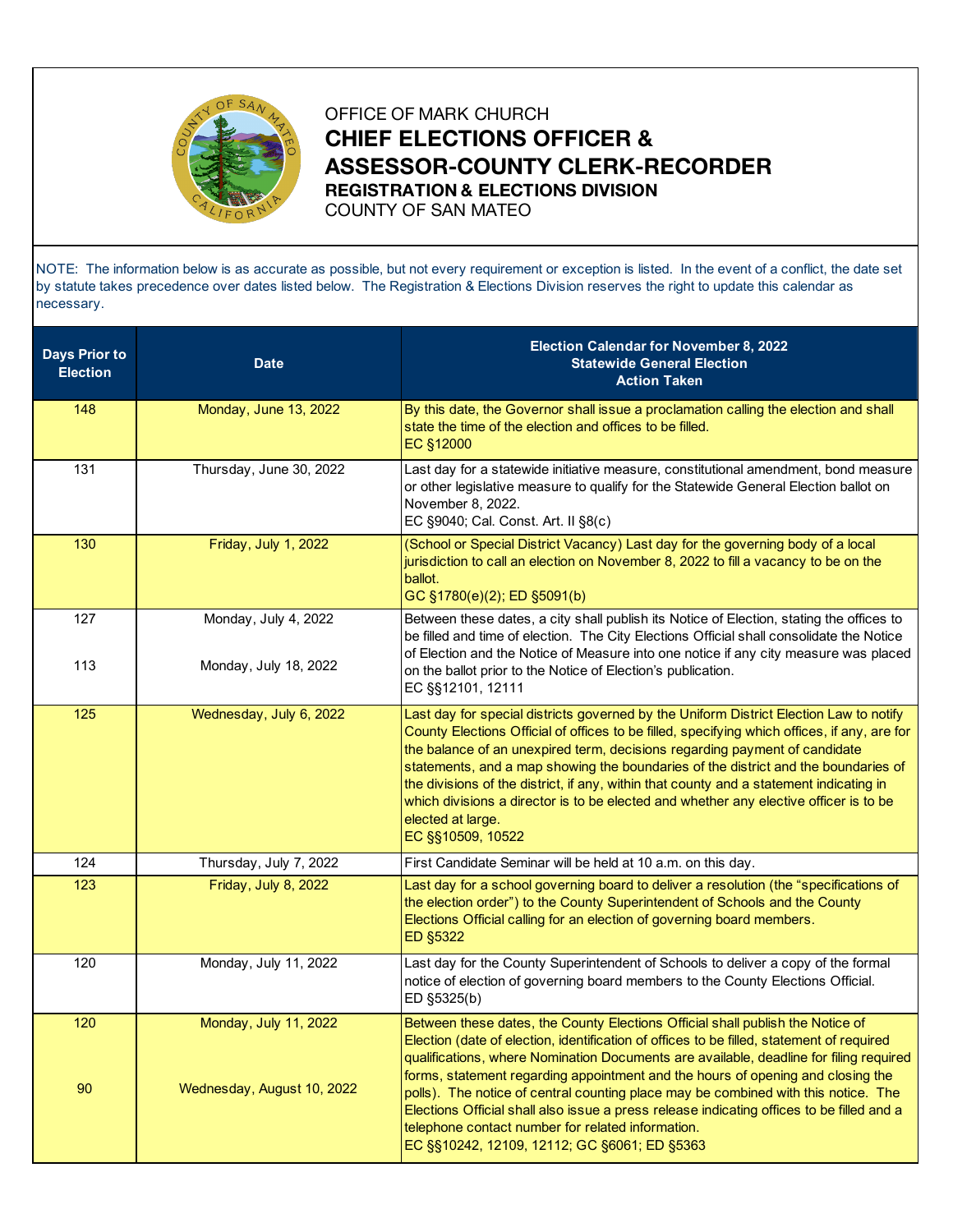OFFICE OF MARK CHURCH

# CHIEF ELECTIONS OFFICER & ASSESSOR-COUNTY CLERK-RECORDER

## REGISTRATION & ELECTIONS DIVISION

COUNTY OF SAN MATEO

NOTE: The information below is as accurate as possible, but not every requirement or exception is listed. In the event of a conflict, the date set by statute takes precedence over dates listed below. The Registration & Elections Division reserves the right to update this calendar as necessary.

| Days Prior to Election | Date | Election Calendar for November 8, 2022 Statewide General Election Action Taken |
|---|---|---|
| 148 | Monday, June 13, 2022 | By this date, the Governor shall issue a proclamation calling the election and shall state the time of the election and offices to be filled.<br>EC §12000 |
| 131 | Thursday, June 30, 2022 | Last day for a statewide initiative measure, constitutional amendment, bond measure or other legislative measure to qualify for the Statewide General Election ballot on November 8, 2022.<br>EC §9040; Cal. Const. Art. II §8(c) |
| 130 | Friday, July 1, 2022 | (School or Special District Vacancy) Last day for the governing body of a local jurisdiction to call an election on November 8, 2022 to fill a vacancy to be on the ballot.<br>GC §1780(e)(2); ED §5091(b) |
| 127<br><br>113 | Monday, July 4, 2022<br><br>Monday, July 18, 2022 | Between these dates, a city shall publish its Notice of Election, stating the offices to be filled and time of election. The City Elections Official shall consolidate the Notice of Election and the Notice of Measure into one notice if any city measure was placed on the ballot prior to the Notice of Election's publication.<br>EC §§12101, 12111 |
| 125 | Wednesday, July 6, 2022 | Last day for special districts governed by the Uniform District Election Law to notify County Elections Official of offices to be filled, specifying which offices, if any, are for the balance of an unexpired term, decisions regarding payment of candidate statements, and a map showing the boundaries of the district and the boundaries of the divisions of the district, if any, within that county and a statement indicating in which divisions a director is to be elected and whether any elective officer is to be elected at large.<br>EC §§10509, 10522 |
| 124 | Thursday, July 7, 2022 | First Candidate Seminar will be held at 10 a.m. on this day. |
| 123 | Friday, July 8, 2022 | Last day for a school governing board to deliver a resolution (the "specifications of the election order") to the County Superintendent of Schools and the County Elections Official calling for an election of governing board members.<br>ED §5322 |
| 120 | Monday, July 11, 2022 | Last day for the County Superintendent of Schools to deliver a copy of the formal notice of election of governing board members to the County Elections Official.<br>ED §5325(b) |
| 120<br><br>90 | Monday, July 11, 2022<br><br>Wednesday, August 10, 2022 | Between these dates, the County Elections Official shall publish the Notice of Election (date of election, identification of offices to be filled, statement of required qualifications, where Nomination Documents are available, deadline for filing required forms, statement regarding appointment and the hours of opening and closing the polls). The notice of central counting place may be combined with this notice. The Elections Official shall also issue a press release indicating offices to be filled and a telephone contact number for related information.<br>EC §§10242, 12109, 12112; GC §6061; ED §5363 |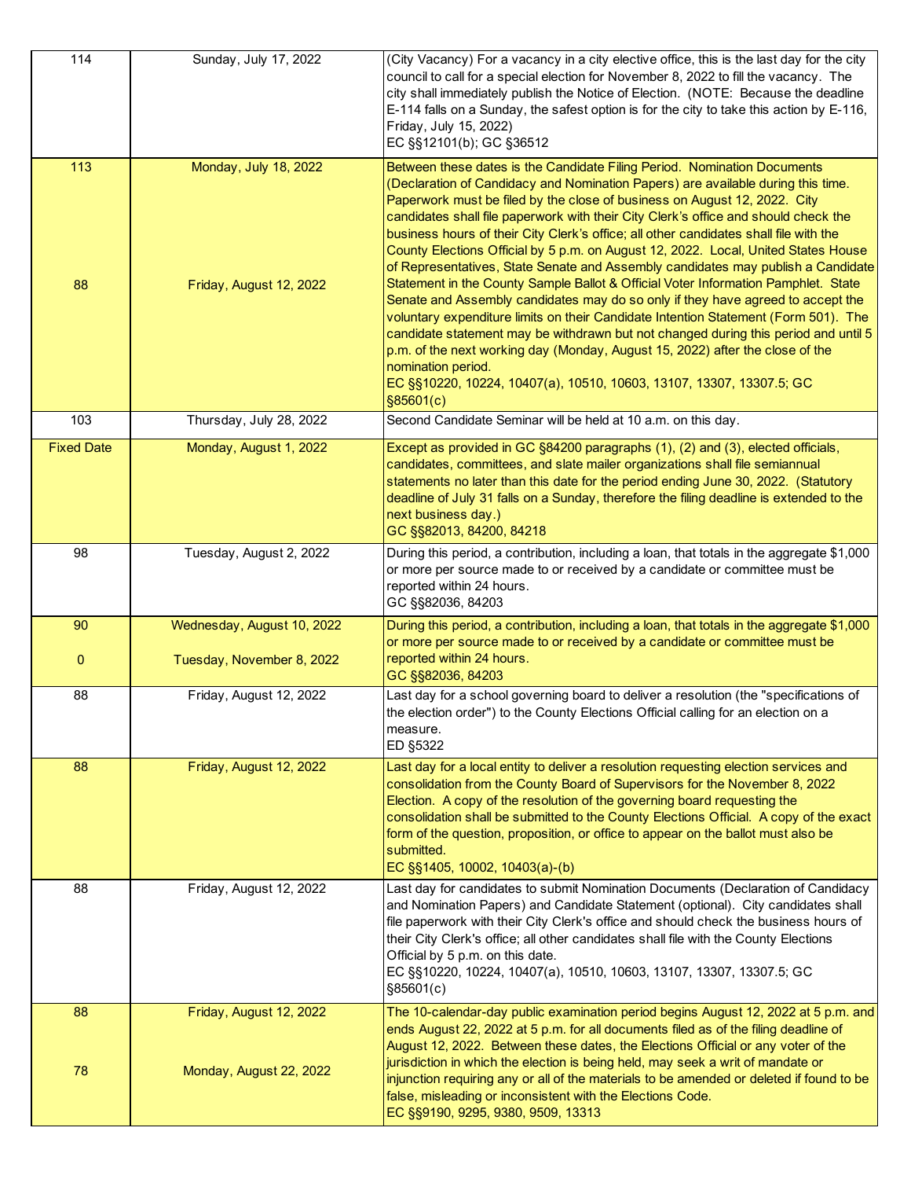| | | |
|---|---|---|
| 114 | Sunday, July 17, 2022 | (City Vacancy) For a vacancy in a city elective office, this is the last day for the city council to call for a special election for November 8, 2022 to fill the vacancy. The city shall immediately publish the Notice of Election. (NOTE: Because the deadline E-114 falls on a Sunday, the safest option is for the city to take this action by E-116, Friday, July 15, 2022)<br>EC §§12101(b); GC §36512 |
| 113<br><br>88 | Monday, July 18, 2022<br><br>Friday, August 12, 2022 | Between these dates is the Candidate Filing Period. Nomination Documents (Declaration of Candidacy and Nomination Papers) are available during this time. Paperwork must be filed by the close of business on August 12, 2022. City candidates shall file paperwork with their City Clerk's office and should check the business hours of their City Clerk's office; all other candidates shall file with the County Elections Official by 5 p.m. on August 12, 2022. Local, United States House of Representatives, State Senate and Assembly candidates may publish a Candidate Statement in the County Sample Ballot & Official Voter Information Pamphlet. State Senate and Assembly candidates may do so only if they have agreed to accept the voluntary expenditure limits on their Candidate Intention Statement (Form 501). The candidate statement may be withdrawn but not changed during this period and until 5 p.m. of the next working day (Monday, August 15, 2022) after the close of the nomination period.<br>EC §§10220, 10224, 10407(a), 10510, 10603, 13107, 13307, 13307.5; GC §85601(c) |
| 103 | Thursday, July 28, 2022 | Second Candidate Seminar will be held at 10 a.m. on this day. |
| Fixed Date | Monday, August 1, 2022 | Except as provided in GC §84200 paragraphs (1), (2) and (3), elected officials, candidates, committees, and slate mailer organizations shall file semiannual statements no later than this date for the period ending June 30, 2022. (Statutory deadline of July 31 falls on a Sunday, therefore the filing deadline is extended to the next business day.)<br>GC §§82013, 84200, 84218 |
| 98 | Tuesday, August 2, 2022 | During this period, a contribution, including a loan, that totals in the aggregate $1,000 or more per source made to or received by a candidate or committee must be reported within 24 hours.<br>GC §§82036, 84203 |
| 90<br><br>0 | Wednesday, August 10, 2022<br><br>Tuesday, November 8, 2022 | During this period, a contribution, including a loan, that totals in the aggregate $1,000 or more per source made to or received by a candidate or committee must be reported within 24 hours.<br>GC §§82036, 84203 |
| 88 | Friday, August 12, 2022 | Last day for a school governing board to deliver a resolution (the "specifications of the election order") to the County Elections Official calling for an election on a measure.<br>ED §5322 |
| 88 | Friday, August 12, 2022 | Last day for a local entity to deliver a resolution requesting election services and consolidation from the County Board of Supervisors for the November 8, 2022 Election. A copy of the resolution of the governing board requesting the consolidation shall be submitted to the County Elections Official. A copy of the exact form of the question, proposition, or office to appear on the ballot must also be submitted.<br>EC §§1405, 10002, 10403(a)-(b) |
| 88 | Friday, August 12, 2022 | Last day for candidates to submit Nomination Documents (Declaration of Candidacy and Nomination Papers) and Candidate Statement (optional). City candidates shall file paperwork with their City Clerk's office and should check the business hours of their City Clerk's office; all other candidates shall file with the County Elections Official by 5 p.m. on this date.<br>EC §§10220, 10224, 10407(a), 10510, 10603, 13107, 13307, 13307.5; GC §85601(c) |
| 88<br><br>78 | Friday, August 12, 2022<br><br>Monday, August 22, 2022 | The 10-calendar-day public examination period begins August 12, 2022 at 5 p.m. and ends August 22, 2022 at 5 p.m. for all documents filed as of the filing deadline of August 12, 2022. Between these dates, the Elections Official or any voter of the jurisdiction in which the election is being held, may seek a writ of mandate or injunction requiring any or all of the materials to be amended or deleted if found to be false, misleading or inconsistent with the Elections Code.<br>EC §§9190, 9295, 9380, 9509, 13313 |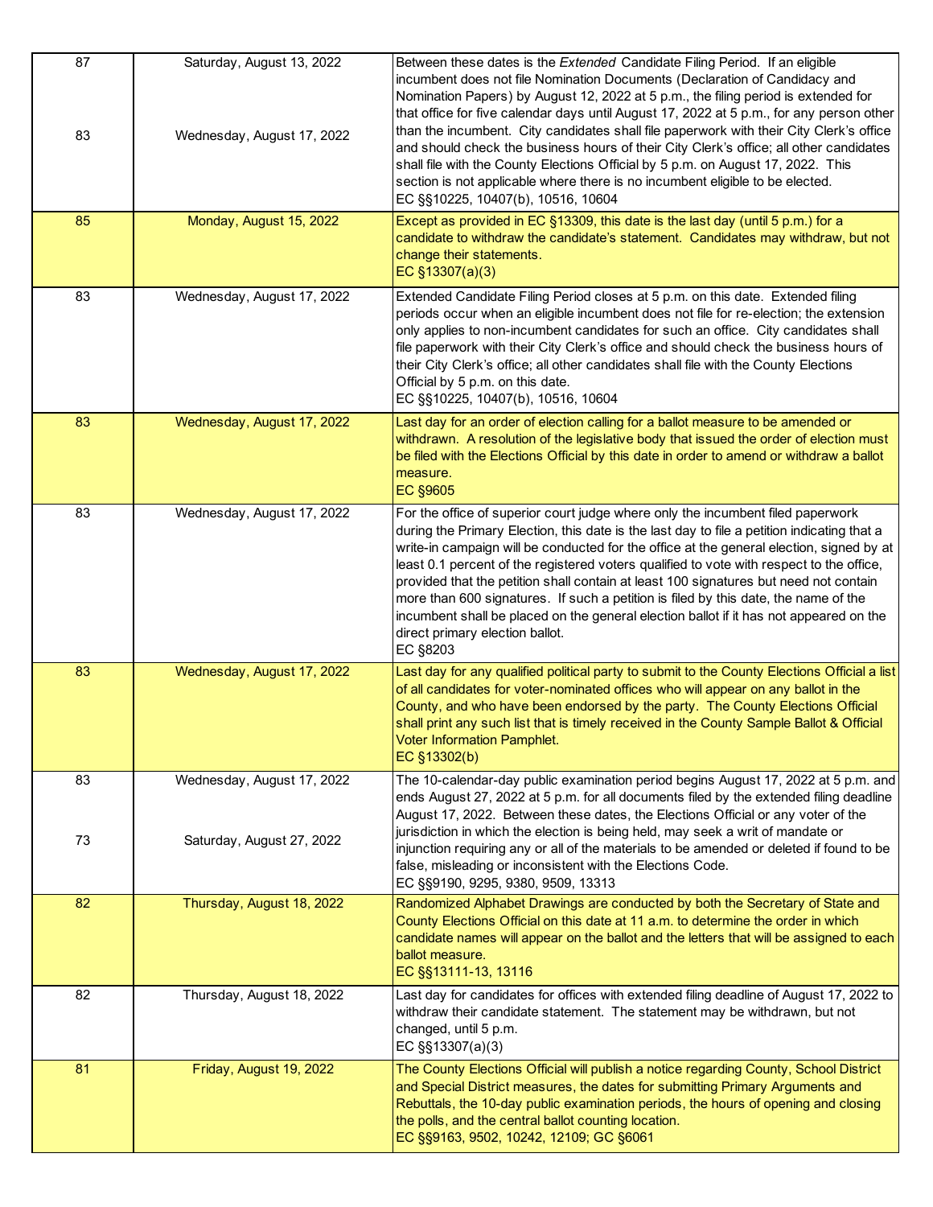| | | |
|---|---|---|
| 87<br><br>83 | Saturday, August 13, 2022<br><br>Wednesday, August 17, 2022 | Between these dates is the *Extended* Candidate Filing Period. If an eligible incumbent does not file Nomination Documents (Declaration of Candidacy and Nomination Papers) by August 12, 2022 at 5 p.m., the filing period is extended for that office for five calendar days until August 17, 2022 at 5 p.m., for any person other than the incumbent. City candidates shall file paperwork with their City Clerk's office and should check the business hours of their City Clerk's office; all other candidates shall file with the County Elections Official by 5 p.m. on August 17, 2022. This section is not applicable where there is no incumbent eligible to be elected.<br>EC §§10225, 10407(b), 10516, 10604 |
| 85 | Monday, August 15, 2022 | Except as provided in EC §13309, this date is the last day (until 5 p.m.) for a candidate to withdraw the candidate's statement. Candidates may withdraw, but not change their statements.<br>EC §13307(a)(3) |
| 83 | Wednesday, August 17, 2022 | Extended Candidate Filing Period closes at 5 p.m. on this date. Extended filing periods occur when an eligible incumbent does not file for re-election; the extension only applies to non-incumbent candidates for such an office. City candidates shall file paperwork with their City Clerk's office and should check the business hours of their City Clerk's office; all other candidates shall file with the County Elections Official by 5 p.m. on this date.<br>EC §§10225, 10407(b), 10516, 10604 |
| 83 | Wednesday, August 17, 2022 | Last day for an order of election calling for a ballot measure to be amended or withdrawn. A resolution of the legislative body that issued the order of election must be filed with the Elections Official by this date in order to amend or withdraw a ballot measure.<br>EC §9605 |
| 83 | Wednesday, August 17, 2022 | For the office of superior court judge where only the incumbent filed paperwork during the Primary Election, this date is the last day to file a petition indicating that a write-in campaign will be conducted for the office at the general election, signed by at least 0.1 percent of the registered voters qualified to vote with respect to the office, provided that the petition shall contain at least 100 signatures but need not contain more than 600 signatures. If such a petition is filed by this date, the name of the incumbent shall be placed on the general election ballot if it has not appeared on the direct primary election ballot.<br>EC §8203 |
| 83 | Wednesday, August 17, 2022 | Last day for any qualified political party to submit to the County Elections Official a list of all candidates for voter-nominated offices who will appear on any ballot in the County, and who have been endorsed by the party. The County Elections Official shall print any such list that is timely received in the County Sample Ballot & Official Voter Information Pamphlet.<br>EC §13302(b) |
| 83<br><br>73 | Wednesday, August 17, 2022<br><br>Saturday, August 27, 2022 | The 10-calendar-day public examination period begins August 17, 2022 at 5 p.m. and ends August 27, 2022 at 5 p.m. for all documents filed by the extended filing deadline August 17, 2022. Between these dates, the Elections Official or any voter of the jurisdiction in which the election is being held, may seek a writ of mandate or injunction requiring any or all of the materials to be amended or deleted if found to be false, misleading or inconsistent with the Elections Code.<br>EC §§9190, 9295, 9380, 9509, 13313 |
| 82 | Thursday, August 18, 2022 | Randomized Alphabet Drawings are conducted by both the Secretary of State and County Elections Official on this date at 11 a.m. to determine the order in which candidate names will appear on the ballot and the letters that will be assigned to each ballot measure.<br>EC §§13111-13, 13116 |
| 82 | Thursday, August 18, 2022 | Last day for candidates for offices with extended filing deadline of August 17, 2022 to withdraw their candidate statement. The statement may be withdrawn, but not changed, until 5 p.m.<br>EC §§13307(a)(3) |
| 81 | Friday, August 19, 2022 | The County Elections Official will publish a notice regarding County, School District and Special District measures, the dates for submitting Primary Arguments and Rebuttals, the 10-day public examination periods, the hours of opening and closing the polls, and the central ballot counting location.<br>EC §§9163, 9502, 10242, 12109; GC §6061 |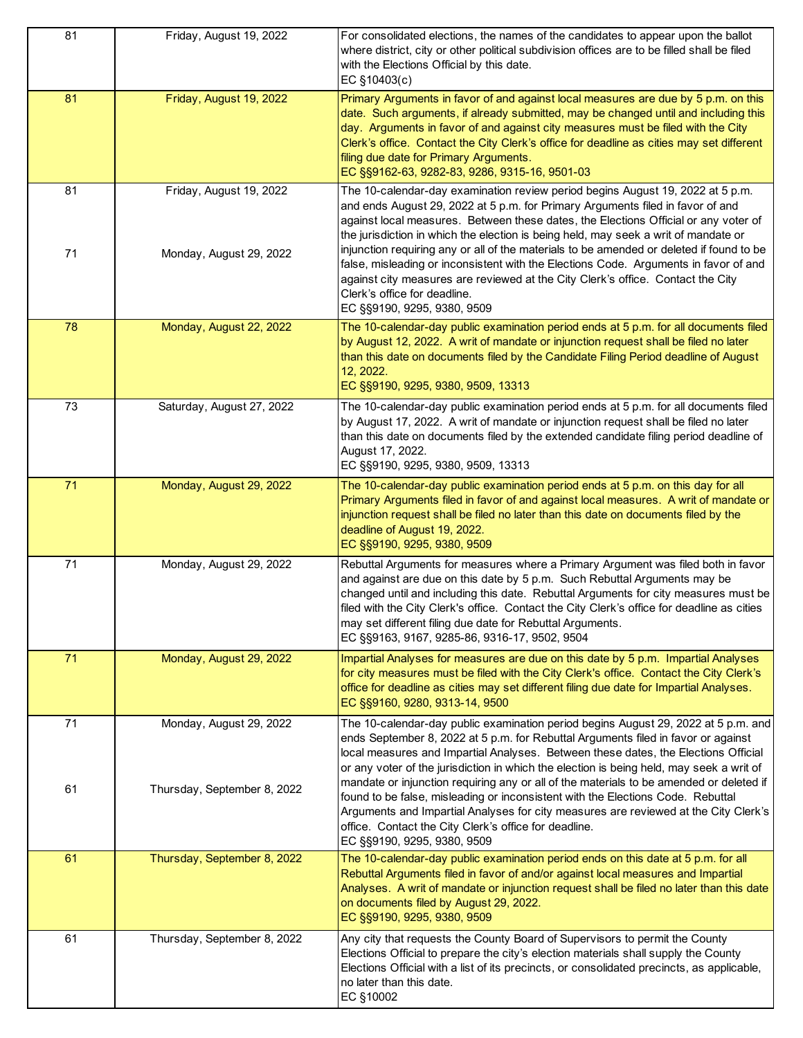| | | |
|---|---|---|
| 81 | Friday, August 19, 2022 | For consolidated elections, the names of the candidates to appear upon the ballot where district, city or other political subdivision offices are to be filled shall be filed with the Elections Official by this date.<br>EC §10403(c) |
| 81 | Friday, August 19, 2022 | Primary Arguments in favor of and against local measures are due by 5 p.m. on this date. Such arguments, if already submitted, may be changed until and including this day. Arguments in favor of and against city measures must be filed with the City Clerk's office. Contact the City Clerk's office for deadline as cities may set different filing due date for Primary Arguments.<br>EC §§9162-63, 9282-83, 9286, 9315-16, 9501-03 |
| 81<br><br>71 | Friday, August 19, 2022<br><br>Monday, August 29, 2022 | The 10-calendar-day examination review period begins August 19, 2022 at 5 p.m. and ends August 29, 2022 at 5 p.m. for Primary Arguments filed in favor of and against local measures. Between these dates, the Elections Official or any voter of the jurisdiction in which the election is being held, may seek a writ of mandate or injunction requiring any or all of the materials to be amended or deleted if found to be false, misleading or inconsistent with the Elections Code. Arguments in favor of and against city measures are reviewed at the City Clerk's office. Contact the City Clerk's office for deadline.<br>EC §§9190, 9295, 9380, 9509 |
| 78 | Monday, August 22, 2022 | The 10-calendar-day public examination period ends at 5 p.m. for all documents filed by August 12, 2022. A writ of mandate or injunction request shall be filed no later than this date on documents filed by the Candidate Filing Period deadline of August 12, 2022.<br>EC §§9190, 9295, 9380, 9509, 13313 |
| 73 | Saturday, August 27, 2022 | The 10-calendar-day public examination period ends at 5 p.m. for all documents filed by August 17, 2022. A writ of mandate or injunction request shall be filed no later than this date on documents filed by the extended candidate filing period deadline of August 17, 2022.<br>EC §§9190, 9295, 9380, 9509, 13313 |
| 71 | Monday, August 29, 2022 | The 10-calendar-day public examination period ends at 5 p.m. on this day for all Primary Arguments filed in favor of and against local measures. A writ of mandate or injunction request shall be filed no later than this date on documents filed by the deadline of August 19, 2022.<br>EC §§9190, 9295, 9380, 9509 |
| 71 | Monday, August 29, 2022 | Rebuttal Arguments for measures where a Primary Argument was filed both in favor and against are due on this date by 5 p.m. Such Rebuttal Arguments may be changed until and including this date. Rebuttal Arguments for city measures must be filed with the City Clerk's office. Contact the City Clerk's office for deadline as cities may set different filing due date for Rebuttal Arguments.<br>EC §§9163, 9167, 9285-86, 9316-17, 9502, 9504 |
| 71 | Monday, August 29, 2022 | Impartial Analyses for measures are due on this date by 5 p.m. Impartial Analyses for city measures must be filed with the City Clerk's office. Contact the City Clerk's office for deadline as cities may set different filing due date for Impartial Analyses.<br>EC §§9160, 9280, 9313-14, 9500 |
| 71<br><br>61 | Monday, August 29, 2022<br><br>Thursday, September 8, 2022 | The 10-calendar-day public examination period begins August 29, 2022 at 5 p.m. and ends September 8, 2022 at 5 p.m. for Rebuttal Arguments filed in favor or against local measures and Impartial Analyses. Between these dates, the Elections Official or any voter of the jurisdiction in which the election is being held, may seek a writ of mandate or injunction requiring any or all of the materials to be amended or deleted if found to be false, misleading or inconsistent with the Elections Code. Rebuttal Arguments and Impartial Analyses for city measures are reviewed at the City Clerk's office. Contact the City Clerk's office for deadline.<br>EC §§9190, 9295, 9380, 9509 |
| 61 | Thursday, September 8, 2022 | The 10-calendar-day public examination period ends on this date at 5 p.m. for all Rebuttal Arguments filed in favor of and/or against local measures and Impartial Analyses. A writ of mandate or injunction request shall be filed no later than this date on documents filed by August 29, 2022.<br>EC §§9190, 9295, 9380, 9509 |
| 61 | Thursday, September 8, 2022 | Any city that requests the County Board of Supervisors to permit the County Elections Official to prepare the city's election materials shall supply the County Elections Official with a list of its precincts, or consolidated precincts, as applicable, no later than this date.<br>EC §10002 |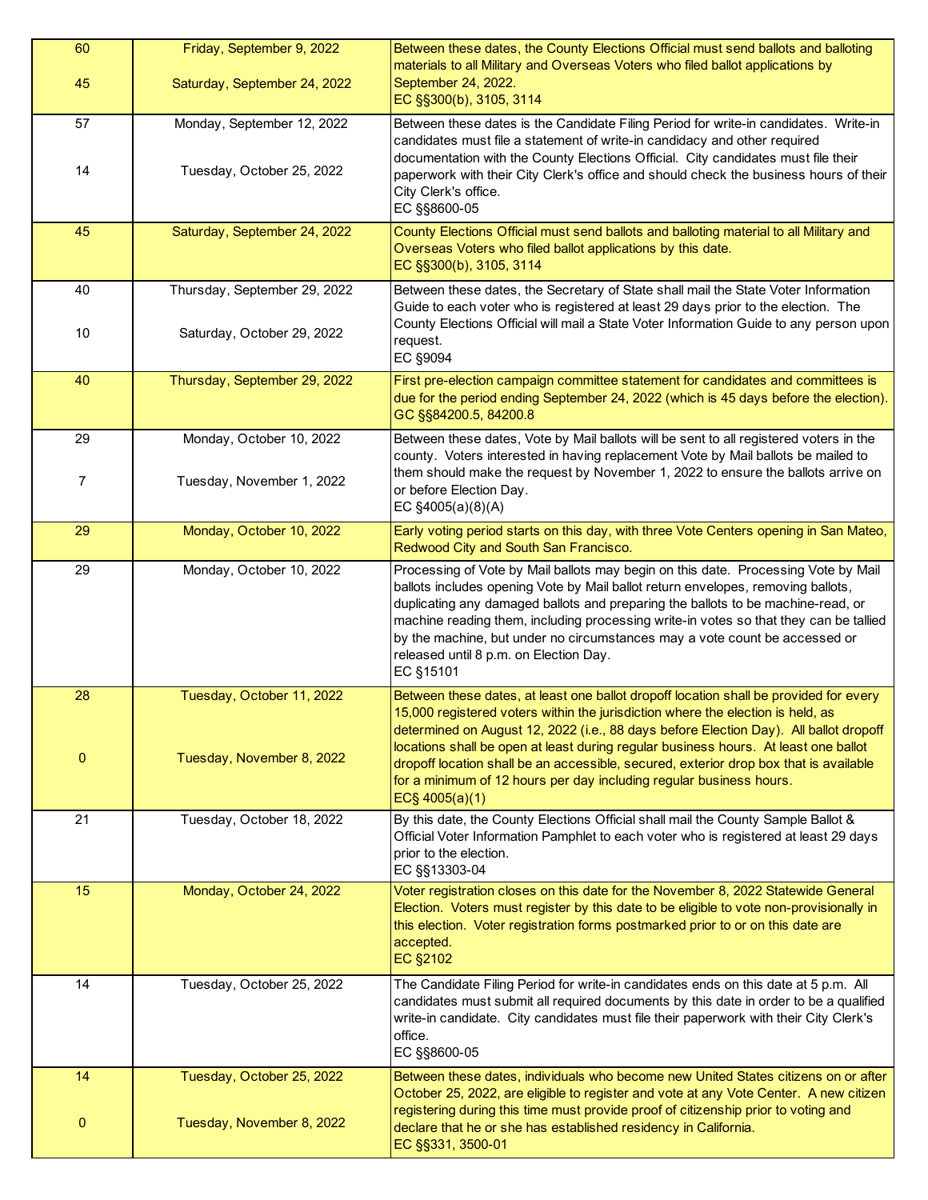| | | |
|---|---|---|
| 60<br><br>45 | Friday, September 9, 2022<br><br>Saturday, September 24, 2022 | Between these dates, the County Elections Official must send ballots and balloting materials to all Military and Overseas Voters who filed ballot applications by September 24, 2022.<br>EC §§300(b), 3105, 3114 |
| 57<br><br>14 | Monday, September 12, 2022<br><br>Tuesday, October 25, 2022 | Between these dates is the Candidate Filing Period for write-in candidates. Write-in candidates must file a statement of write-in candidacy and other required documentation with the County Elections Official. City candidates must file their paperwork with their City Clerk's office and should check the business hours of their City Clerk's office.<br>EC §§8600-05 |
| 45 | Saturday, September 24, 2022 | County Elections Official must send ballots and balloting material to all Military and Overseas Voters who filed ballot applications by this date.<br>EC §§300(b), 3105, 3114 |
| 40<br><br>10 | Thursday, September 29, 2022<br><br>Saturday, October 29, 2022 | Between these dates, the Secretary of State shall mail the State Voter Information Guide to each voter who is registered at least 29 days prior to the election. The County Elections Official will mail a State Voter Information Guide to any person upon request.<br>EC §9094 |
| 40 | Thursday, September 29, 2022 | First pre-election campaign committee statement for candidates and committees is due for the period ending September 24, 2022 (which is 45 days before the election).<br>GC §§84200.5, 84200.8 |
| 29<br><br>7 | Monday, October 10, 2022<br><br>Tuesday, November 1, 2022 | Between these dates, Vote by Mail ballots will be sent to all registered voters in the county. Voters interested in having replacement Vote by Mail ballots be mailed to them should make the request by November 1, 2022 to ensure the ballots arrive on or before Election Day.<br>EC §4005(a)(8)(A) |
| 29 | Monday, October 10, 2022 | Early voting period starts on this day, with three Vote Centers opening in San Mateo, Redwood City and South San Francisco. |
| 29 | Monday, October 10, 2022 | Processing of Vote by Mail ballots may begin on this date. Processing Vote by Mail ballots includes opening Vote by Mail ballot return envelopes, removing ballots, duplicating any damaged ballots and preparing the ballots to be machine-read, or machine reading them, including processing write-in votes so that they can be tallied by the machine, but under no circumstances may a vote count be accessed or released until 8 p.m. on Election Day.<br>EC §15101 |
| 28<br><br>0 | Tuesday, October 11, 2022<br><br>Tuesday, November 8, 2022 | Between these dates, at least one ballot dropoff location shall be provided for every 15,000 registered voters within the jurisdiction where the election is held, as determined on August 12, 2022 (i.e., 88 days before Election Day). All ballot dropoff locations shall be open at least during regular business hours. At least one ballot dropoff location shall be an accessible, secured, exterior drop box that is available for a minimum of 12 hours per day including regular business hours.<br>EC§ 4005(a)(1) |
| 21 | Tuesday, October 18, 2022 | By this date, the County Elections Official shall mail the County Sample Ballot & Official Voter Information Pamphlet to each voter who is registered at least 29 days prior to the election.<br>EC §§13303-04 |
| 15 | Monday, October 24, 2022 | Voter registration closes on this date for the November 8, 2022 Statewide General Election. Voters must register by this date to be eligible to vote non-provisionally in this election. Voter registration forms postmarked prior to or on this date are accepted.<br>EC §2102 |
| 14 | Tuesday, October 25, 2022 | The Candidate Filing Period for write-in candidates ends on this date at 5 p.m. All candidates must submit all required documents by this date in order to be a qualified write-in candidate. City candidates must file their paperwork with their City Clerk's office.<br>EC §§8600-05 |
| 14<br><br>0 | Tuesday, October 25, 2022<br><br>Tuesday, November 8, 2022 | Between these dates, individuals who become new United States citizens on or after October 25, 2022, are eligible to register and vote at any Vote Center. A new citizen registering during this time must provide proof of citizenship prior to voting and declare that he or she has established residency in California.<br>EC §§331, 3500-01 |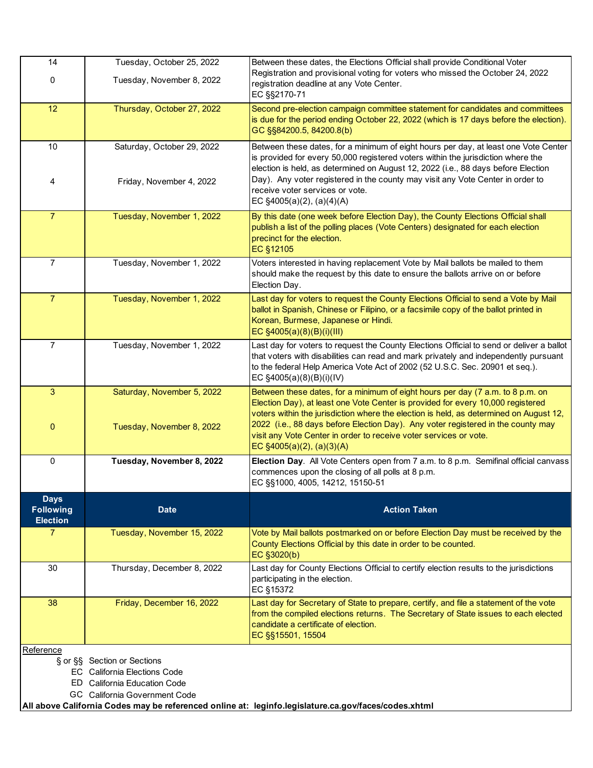| | | |
|---|---|---|
| 14<br><br>0 | Tuesday, October 25, 2022<br><br>Tuesday, November 8, 2022 | Between these dates, the Elections Official shall provide Conditional Voter Registration and provisional voting for voters who missed the October 24, 2022 registration deadline at any Vote Center.<br>EC §§2170-71 |
| 12 | Thursday, October 27, 2022 | Second pre-election campaign committee statement for candidates and committees is due for the period ending October 22, 2022 (which is 17 days before the election).<br>GC §§84200.5, 84200.8(b) |
| 10<br><br>4 | Saturday, October 29, 2022<br><br>Friday, November 4, 2022 | Between these dates, for a minimum of eight hours per day, at least one Vote Center is provided for every 50,000 registered voters within the jurisdiction where the election is held, as determined on August 12, 2022 (i.e., 88 days before Election Day). Any voter registered in the county may visit any Vote Center in order to receive voter services or vote.<br>EC §4005(a)(2), (a)(4)(A) |
| 7 | Tuesday, November 1, 2022 | By this date (one week before Election Day), the County Elections Official shall publish a list of the polling places (Vote Centers) designated for each election precinct for the election.<br>EC §12105 |
| 7 | Tuesday, November 1, 2022 | Voters interested in having replacement Vote by Mail ballots be mailed to them should make the request by this date to ensure the ballots arrive on or before Election Day. |
| 7 | Tuesday, November 1, 2022 | Last day for voters to request the County Elections Official to send a Vote by Mail ballot in Spanish, Chinese or Filipino, or a facsimile copy of the ballot printed in Korean, Burmese, Japanese or Hindi.<br>EC §4005(a)(8)(B)(i)(III) |
| 7 | Tuesday, November 1, 2022 | Last day for voters to request the County Elections Official to send or deliver a ballot that voters with disabilities can read and mark privately and independently pursuant to the federal Help America Vote Act of 2002 (52 U.S.C. Sec. 20901 et seq.).<br>EC §4005(a)(8)(B)(i)(IV) |
| 3<br><br>0 | Saturday, November 5, 2022<br><br>Tuesday, November 8, 2022 | Between these dates, for a minimum of eight hours per day (7 a.m. to 8 p.m. on Election Day), at least one Vote Center is provided for every 10,000 registered voters within the jurisdiction where the election is held, as determined on August 12, 2022 (i.e., 88 days before Election Day). Any voter registered in the county may visit any Vote Center in order to receive voter services or vote.<br>EC §4005(a)(2), (a)(3)(A) |
| 0 | **Tuesday, November 8, 2022** | **Election Day**. All Vote Centers open from 7 a.m. to 8 p.m. Semifinal official canvass commences upon the closing of all polls at 8 p.m.<br>EC §§1000, 4005, 14212, 15150-51 |
| **Days Following Election** | **Date** | **Action Taken** |
| 7 | Tuesday, November 15, 2022 | Vote by Mail ballots postmarked on or before Election Day must be received by the County Elections Official by this date in order to be counted.<br>EC §3020(b) |
| 30 | Thursday, December 8, 2022 | Last day for County Elections Official to certify election results to the jurisdictions participating in the election.<br>EC §15372 |
| 38 | Friday, December 16, 2022 | Last day for Secretary of State to prepare, certify, and file a statement of the vote from the compiled elections returns. The Secretary of State issues to each elected candidate a certificate of election.<br>EC §§15501, 15504 |

Reference

§ or §§ Section or Sections
EC California Elections Code
ED California Education Code
GC California Government Code

**All above California Codes may be referenced online at: leginfo.legislature.ca.gov/faces/codes.xhtml**